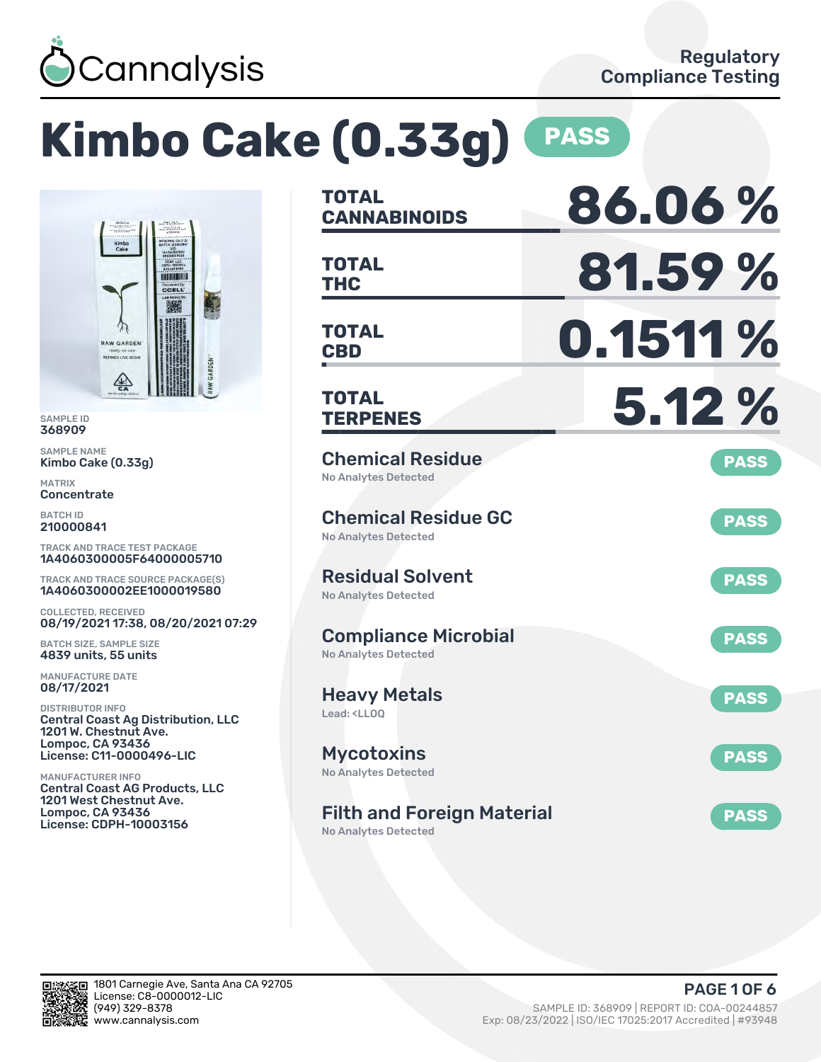Cannalysis

Regulatory Compliance Testing

# Kimbo Cake (0.33g) PASS

SAMPLE ID
368909

SAMPLE NAME
Kimbo Cake (0.33g)

MATRIX
Concentrate

BATCH ID
210000841

TRACK AND TRACE TEST PACKAGE
1A4060300005F64000005710

TRACK AND TRACE SOURCE PACKAGE(S)
1A4060300002EE1000019580

COLLECTED, RECEIVED
08/19/2021 17:38, 08/20/2021 07:29

BATCH SIZE, SAMPLE SIZE
4839 units, 55 units

MANUFACTURE DATE
08/17/2021

DISTRIBUTOR INFO
Central Coast Ag Distribution, LLC
1201 W. Chestnut Ave.
Lompoc, CA 93436
License: C11-0000496-LIC

MANUFACTURER INFO
Central Coast AG Products, LLC
1201 West Chestnut Ave.
Lompoc, CA 93436
License: CDPH-10003156

| | |
|---|---|
| **TOTAL CANNABINOIDS** | **86.06 %** |
| **TOTAL THC** | **81.59 %** |
| **TOTAL CBD** | **0.1511 %** |
| **TOTAL TERPENES** | **5.12 %** |

| Test | Result | Status |
|---|---|---|
| Chemical Residue | No Analytes Detected | PASS |
| Chemical Residue GC | No Analytes Detected | PASS |
| Residual Solvent | No Analytes Detected | PASS |
| Compliance Microbial | No Analytes Detected | PASS |
| Heavy Metals | Lead: <LLOQ | PASS |
| Mycotoxins | No Analytes Detected | PASS |
| Filth and Foreign Material | No Analytes Detected | PASS |

1801 Carnegie Ave, Santa Ana CA 92705
License: C8-0000012-LIC
(949) 329-8378
www.cannalysis.com

SAMPLE ID: 368909 | REPORT ID: COA-00244857
Exp: 08/23/2022 | ISO/IEC 17025:2017 Accredited | #93948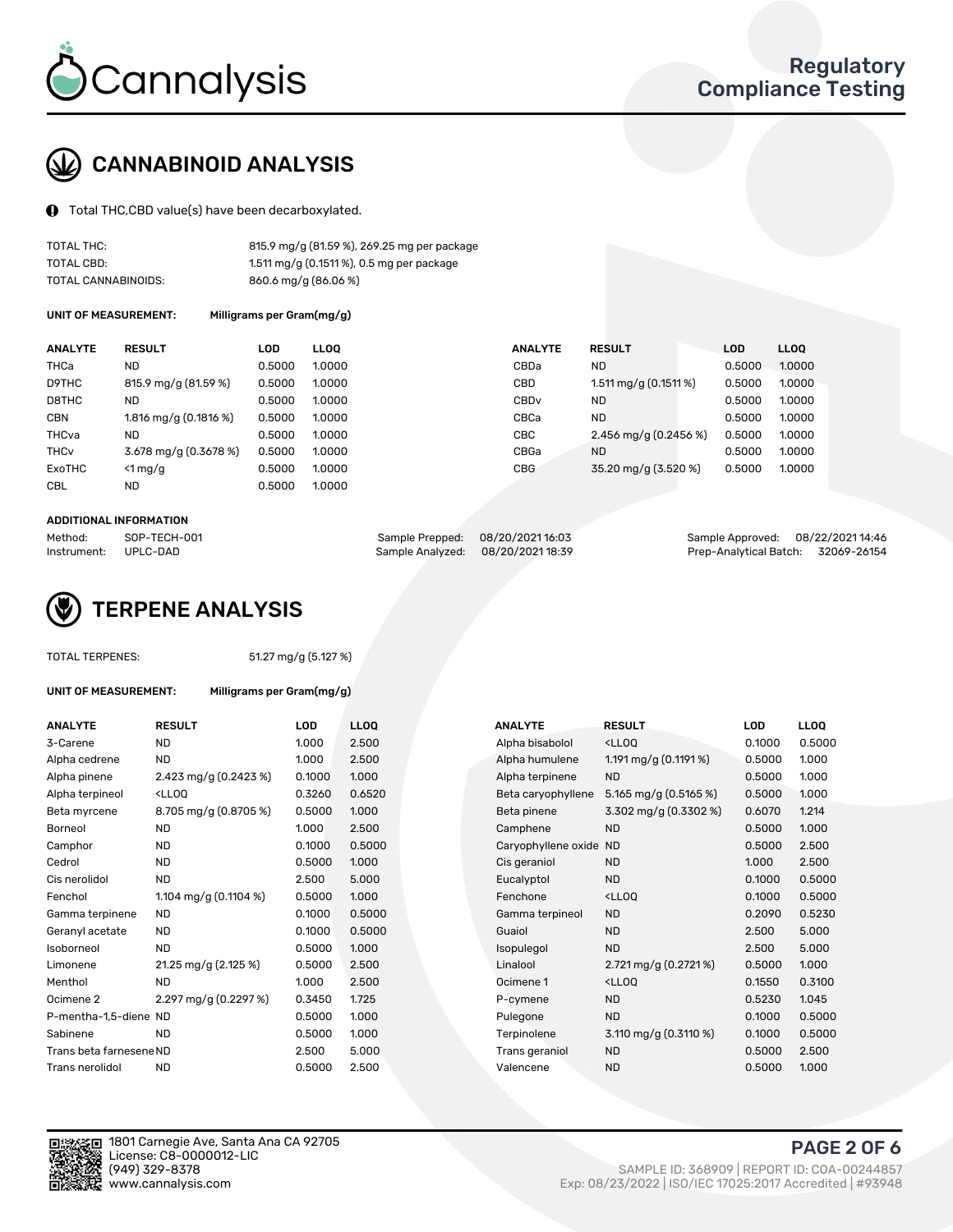Cannalysis

Regulatory Compliance Testing

## CANNABINOID ANALYSIS

Total THC,CBD value(s) have been decarboxylated.

| | |
|---|---|
| TOTAL THC: | 815.9 mg/g (81.59 %), 269.25 mg per package |
| TOTAL CBD: | 1.511 mg/g (0.1511 %), 0.5 mg per package |
| TOTAL CANNABINOIDS: | 860.6 mg/g (86.06 %) |

**UNIT OF MEASUREMENT:** Milligrams per Gram(mg/g)

| ANALYTE | RESULT | LOD | LLOQ | ANALYTE | RESULT | LOD | LLOQ |
|---|---|---|---|---|---|---|---|
| THCa | ND | 0.5000 | 1.0000 | CBDa | ND | 0.5000 | 1.0000 |
| D9THC | 815.9 mg/g (81.59 %) | 0.5000 | 1.0000 | CBD | 1.511 mg/g (0.1511 %) | 0.5000 | 1.0000 |
| D8THC | ND | 0.5000 | 1.0000 | CBDv | ND | 0.5000 | 1.0000 |
| CBN | 1.816 mg/g (0.1816 %) | 0.5000 | 1.0000 | CBCa | ND | 0.5000 | 1.0000 |
| THCva | ND | 0.5000 | 1.0000 | CBC | 2.456 mg/g (0.2456 %) | 0.5000 | 1.0000 |
| THCv | 3.678 mg/g (0.3678 %) | 0.5000 | 1.0000 | CBGa | ND | 0.5000 | 1.0000 |
| ExoTHC | <1 mg/g | 0.5000 | 1.0000 | CBG | 35.20 mg/g (3.520 %) | 0.5000 | 1.0000 |
| CBL | ND | 0.5000 | 1.0000 | | | | |

**ADDITIONAL INFORMATION**

| | | | | | |
|---|---|---|---|---|---|
| Method: | SOP-TECH-001 | Sample Prepped: | 08/20/2021 16:03 | Sample Approved: | 08/22/2021 14:46 |
| Instrument: | UPLC-DAD | Sample Analyzed: | 08/20/2021 18:39 | Prep-Analytical Batch: | 32069-26154 |

## TERPENE ANALYSIS

TOTAL TERPENES: 51.27 mg/g (5.127 %)

**UNIT OF MEASUREMENT:** Milligrams per Gram(mg/g)

| ANALYTE | RESULT | LOD | LLOQ | ANALYTE | RESULT | LOD | LLOQ |
|---|---|---|---|---|---|---|---|
| 3-Carene | ND | 1.000 | 2.500 | Alpha bisabolol | <LLOQ | 0.1000 | 0.5000 |
| Alpha cedrene | ND | 1.000 | 2.500 | Alpha humulene | 1.191 mg/g (0.1191 %) | 0.5000 | 1.000 |
| Alpha pinene | 2.423 mg/g (0.2423 %) | 0.1000 | 1.000 | Alpha terpinene | ND | 0.5000 | 1.000 |
| Alpha terpineol | <LLOQ | 0.3260 | 0.6520 | Beta caryophyllene | 5.165 mg/g (0.5165 %) | 0.5000 | 1.000 |
| Beta myrcene | 8.705 mg/g (0.8705 %) | 0.5000 | 1.000 | Beta pinene | 3.302 mg/g (0.3302 %) | 0.6070 | 1.214 |
| Borneol | ND | 1.000 | 2.500 | Camphene | ND | 0.5000 | 1.000 |
| Camphor | ND | 0.1000 | 0.5000 | Caryophyllene oxide | ND | 0.5000 | 2.500 |
| Cedrol | ND | 0.5000 | 1.000 | Cis geraniol | ND | 1.000 | 2.500 |
| Cis nerolidol | ND | 2.500 | 5.000 | Eucalyptol | ND | 0.1000 | 0.5000 |
| Fenchol | 1.104 mg/g (0.1104 %) | 0.5000 | 1.000 | Fenchone | <LLOQ | 0.1000 | 0.5000 |
| Gamma terpinene | ND | 0.1000 | 0.5000 | Gamma terpineol | ND | 0.2090 | 0.5230 |
| Geranyl acetate | ND | 0.1000 | 0.5000 | Guaiol | ND | 2.500 | 5.000 |
| Isoborneol | ND | 0.5000 | 1.000 | Isopulegol | ND | 2.500 | 5.000 |
| Limonene | 21.25 mg/g (2.125 %) | 0.5000 | 2.500 | Linalool | 2.721 mg/g (0.2721 %) | 0.5000 | 1.000 |
| Menthol | ND | 1.000 | 2.500 | Ocimene 1 | <LLOQ | 0.1550 | 0.3100 |
| Ocimene 2 | 2.297 mg/g (0.2297 %) | 0.3450 | 1.725 | P-cymene | ND | 0.5230 | 1.045 |
| P-mentha-1,5-diene | ND | 0.5000 | 1.000 | Pulegone | ND | 0.1000 | 0.5000 |
| Sabinene | ND | 0.5000 | 1.000 | Terpinolene | 3.110 mg/g (0.3110 %) | 0.1000 | 0.5000 |
| Trans beta farnesene | ND | 2.500 | 5.000 | Trans geraniol | ND | 0.5000 | 2.500 |
| Trans nerolidol | ND | 0.5000 | 2.500 | Valencene | ND | 0.5000 | 1.000 |

1801 Carnegie Ave, Santa Ana CA 92705
License: C8-0000012-LIC
(949) 329-8378
www.cannalysis.com

SAMPLE ID: 368909 | REPORT ID: COA-00244857
Exp: 08/23/2022 | ISO/IEC 17025:2017 Accredited | #93948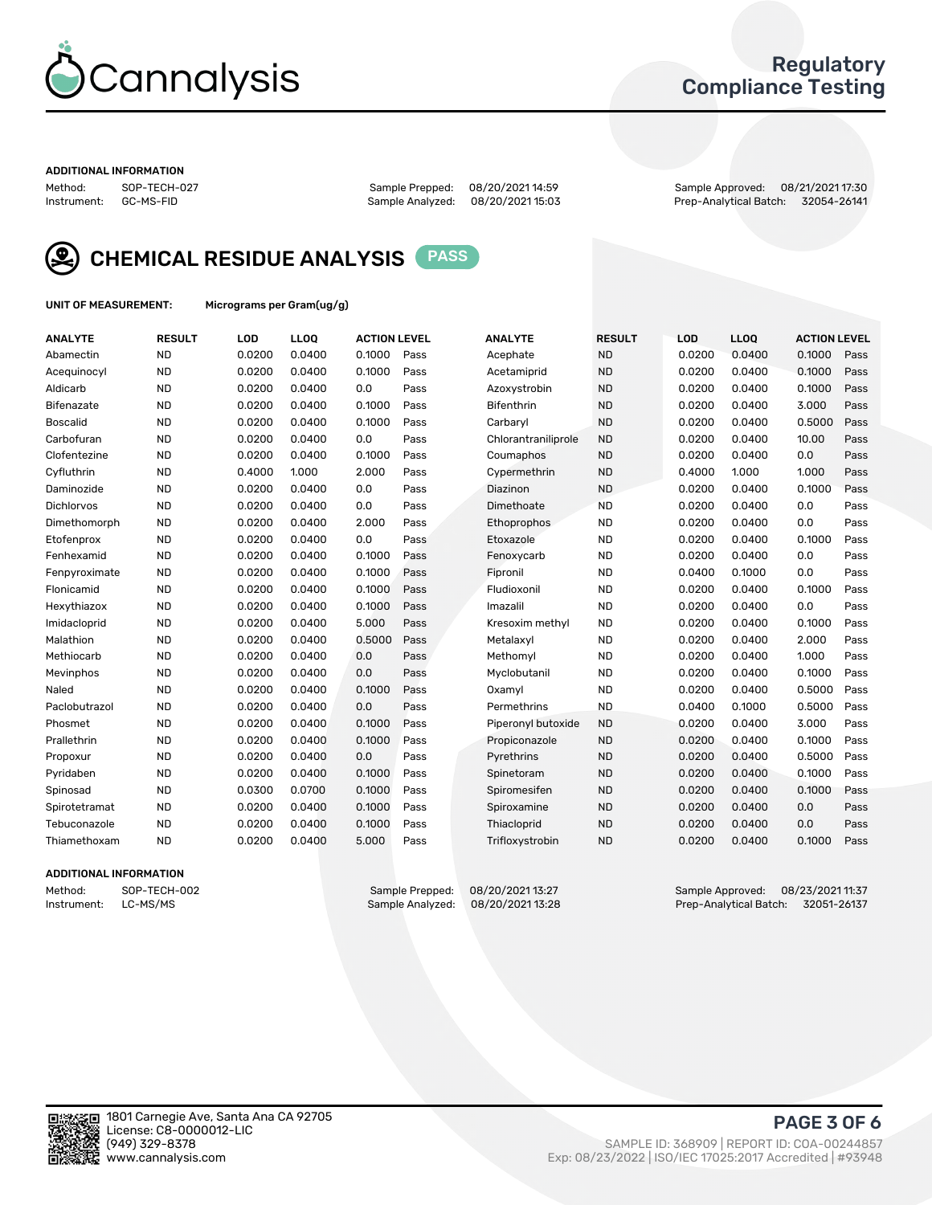# Regulatory Compliance Testing

**ADDITIONAL INFORMATION**

Method: SOP-TECH-027
Instrument: GC-MS-FID
Sample Prepped: 08/20/2021 14:59
Sample Analyzed: 08/20/2021 15:03
Sample Approved: 08/21/2021 17:30
Prep-Analytical Batch: 32054-26141

## CHEMICAL RESIDUE ANALYSIS PASS

**UNIT OF MEASUREMENT:** Micrograms per Gram(ug/g)

| ANALYTE | RESULT | LOD | LLOQ | ACTION LEVEL | | ANALYTE | RESULT | LOD | LLOQ | ACTION LEVEL | |
|---|---|---|---|---|---|---|---|---|---|---|---|
| Abamectin | ND | 0.0200 | 0.0400 | 0.1000 | Pass | Acephate | ND | 0.0200 | 0.0400 | 0.1000 | Pass |
| Acequinocyl | ND | 0.0200 | 0.0400 | 0.1000 | Pass | Acetamiprid | ND | 0.0200 | 0.0400 | 0.1000 | Pass |
| Aldicarb | ND | 0.0200 | 0.0400 | 0.0 | Pass | Azoxystrobin | ND | 0.0200 | 0.0400 | 0.1000 | Pass |
| Bifenazate | ND | 0.0200 | 0.0400 | 0.1000 | Pass | Bifenthrin | ND | 0.0200 | 0.0400 | 3.000 | Pass |
| Boscalid | ND | 0.0200 | 0.0400 | 0.1000 | Pass | Carbaryl | ND | 0.0200 | 0.0400 | 0.5000 | Pass |
| Carbofuran | ND | 0.0200 | 0.0400 | 0.0 | Pass | Chlorantraniliprole | ND | 0.0200 | 0.0400 | 10.00 | Pass |
| Clofentezine | ND | 0.0200 | 0.0400 | 0.1000 | Pass | Coumaphos | ND | 0.0200 | 0.0400 | 0.0 | Pass |
| Cyfluthrin | ND | 0.4000 | 1.000 | 2.000 | Pass | Cypermethrin | ND | 0.4000 | 1.000 | 1.000 | Pass |
| Daminozide | ND | 0.0200 | 0.0400 | 0.0 | Pass | Diazinon | ND | 0.0200 | 0.0400 | 0.1000 | Pass |
| Dichlorvos | ND | 0.0200 | 0.0400 | 0.0 | Pass | Dimethoate | ND | 0.0200 | 0.0400 | 0.0 | Pass |
| Dimethomorph | ND | 0.0200 | 0.0400 | 2.000 | Pass | Ethoprophos | ND | 0.0200 | 0.0400 | 0.0 | Pass |
| Etofenprox | ND | 0.0200 | 0.0400 | 0.0 | Pass | Etoxazole | ND | 0.0200 | 0.0400 | 0.1000 | Pass |
| Fenhexamid | ND | 0.0200 | 0.0400 | 0.1000 | Pass | Fenoxycarb | ND | 0.0200 | 0.0400 | 0.0 | Pass |
| Fenpyroximate | ND | 0.0200 | 0.0400 | 0.1000 | Pass | Fipronil | ND | 0.0400 | 0.1000 | 0.0 | Pass |
| Flonicamid | ND | 0.0200 | 0.0400 | 0.1000 | Pass | Fludioxonil | ND | 0.0200 | 0.0400 | 0.1000 | Pass |
| Hexythiazox | ND | 0.0200 | 0.0400 | 0.1000 | Pass | Imazalil | ND | 0.0200 | 0.0400 | 0.0 | Pass |
| Imidacloprid | ND | 0.0200 | 0.0400 | 5.000 | Pass | Kresoxim methyl | ND | 0.0200 | 0.0400 | 0.1000 | Pass |
| Malathion | ND | 0.0200 | 0.0400 | 0.5000 | Pass | Metalaxyl | ND | 0.0200 | 0.0400 | 2.000 | Pass |
| Methiocarb | ND | 0.0200 | 0.0400 | 0.0 | Pass | Methomyl | ND | 0.0200 | 0.0400 | 1.000 | Pass |
| Mevinphos | ND | 0.0200 | 0.0400 | 0.0 | Pass | Myclobutanil | ND | 0.0200 | 0.0400 | 0.1000 | Pass |
| Naled | ND | 0.0200 | 0.0400 | 0.1000 | Pass | Oxamyl | ND | 0.0200 | 0.0400 | 0.5000 | Pass |
| Paclobutrazol | ND | 0.0200 | 0.0400 | 0.0 | Pass | Permethrins | ND | 0.0400 | 0.1000 | 0.5000 | Pass |
| Phosmet | ND | 0.0200 | 0.0400 | 0.1000 | Pass | Piperonyl butoxide | ND | 0.0200 | 0.0400 | 3.000 | Pass |
| Prallethrin | ND | 0.0200 | 0.0400 | 0.1000 | Pass | Propiconazole | ND | 0.0200 | 0.0400 | 0.1000 | Pass |
| Propoxur | ND | 0.0200 | 0.0400 | 0.0 | Pass | Pyrethrins | ND | 0.0200 | 0.0400 | 0.5000 | Pass |
| Pyridaben | ND | 0.0200 | 0.0400 | 0.1000 | Pass | Spinetoram | ND | 0.0200 | 0.0400 | 0.1000 | Pass |
| Spinosad | ND | 0.0300 | 0.0700 | 0.1000 | Pass | Spiromesifen | ND | 0.0200 | 0.0400 | 0.1000 | Pass |
| Spirotetramat | ND | 0.0200 | 0.0400 | 0.1000 | Pass | Spiroxamine | ND | 0.0200 | 0.0400 | 0.0 | Pass |
| Tebuconazole | ND | 0.0200 | 0.0400 | 0.1000 | Pass | Thiacloprid | ND | 0.0200 | 0.0400 | 0.0 | Pass |
| Thiamethoxam | ND | 0.0200 | 0.0400 | 5.000 | Pass | Trifloxystrobin | ND | 0.0200 | 0.0400 | 0.1000 | Pass |

**ADDITIONAL INFORMATION**

Method: SOP-TECH-002
Instrument: LC-MS/MS
Sample Prepped: 08/20/2021 13:27
Sample Analyzed: 08/20/2021 13:28
Sample Approved: 08/23/2021 11:37
Prep-Analytical Batch: 32051-26137

1801 Carnegie Ave, Santa Ana CA 92705
License: C8-0000012-LIC
(949) 329-8378
www.cannalysis.com

SAMPLE ID: 368909 | REPORT ID: COA-00244857
Exp: 08/23/2022 | ISO/IEC 17025:2017 Accredited | #93948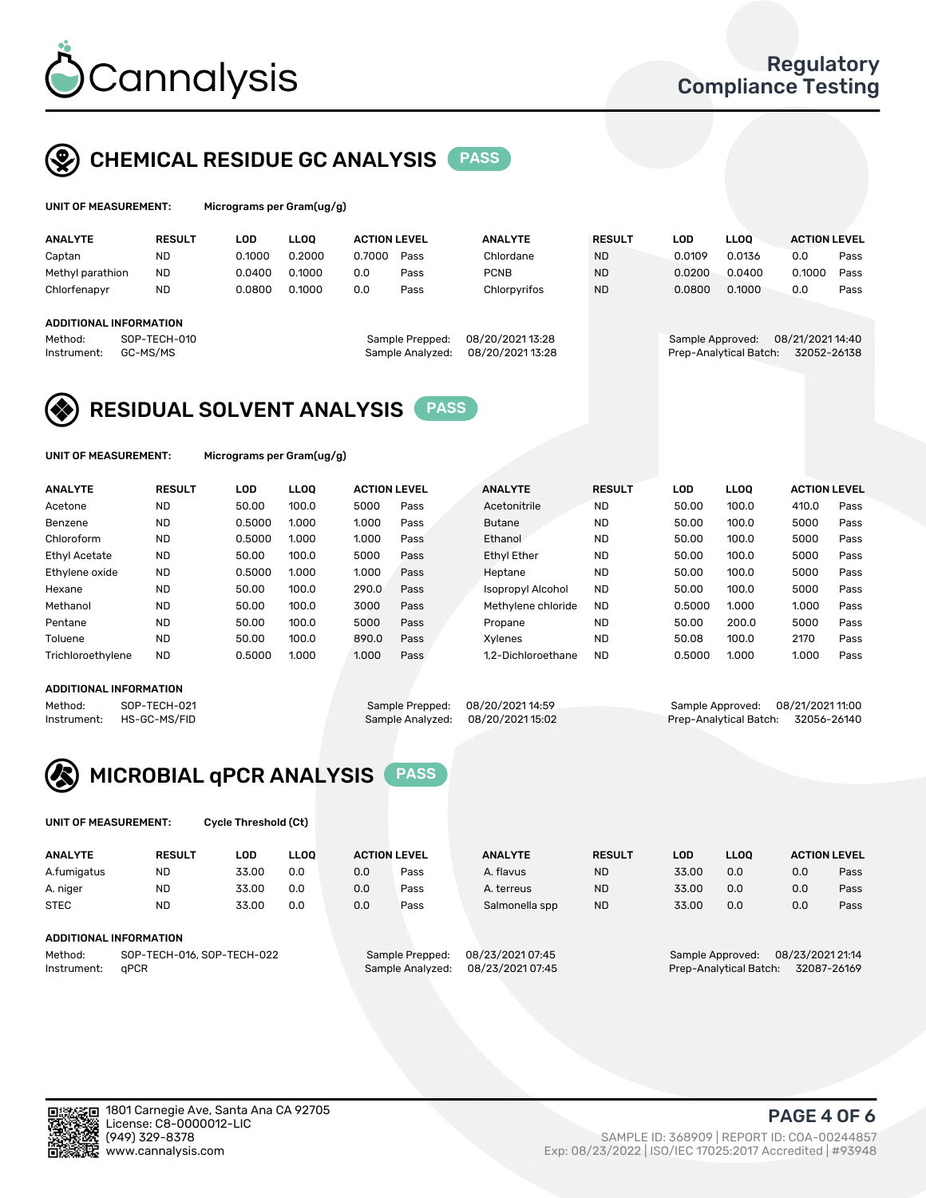# Cannalysis

Regulatory Compliance Testing

## CHEMICAL RESIDUE GC ANALYSIS PASS

**UNIT OF MEASUREMENT:** Micrograms per Gram(ug/g)

| ANALYTE | RESULT | LOD | LLOQ | ACTION LEVEL | | ANALYTE | RESULT | LOD | LLOQ | ACTION LEVEL | |
|---|---|---|---|---|---|---|---|---|---|---|---|
| Captan | ND | 0.1000 | 0.2000 | 0.7000 | Pass | Chlordane | ND | 0.0109 | 0.0136 | 0.0 | Pass |
| Methyl parathion | ND | 0.0400 | 0.1000 | 0.0 | Pass | PCNB | ND | 0.0200 | 0.0400 | 0.1000 | Pass |
| Chlorfenapyr | ND | 0.0800 | 0.1000 | 0.0 | Pass | Chlorpyrifos | ND | 0.0800 | 0.1000 | 0.0 | Pass |

**ADDITIONAL INFORMATION**

Method: SOP-TECH-010
Instrument: GC-MS/MS
Sample Prepped: 08/20/2021 13:28
Sample Analyzed: 08/20/2021 13:28
Sample Approved: 08/21/2021 14:40
Prep-Analytical Batch: 32052-26138

## RESIDUAL SOLVENT ANALYSIS PASS

**UNIT OF MEASUREMENT:** Micrograms per Gram(ug/g)

| ANALYTE | RESULT | LOD | LLOQ | ACTION LEVEL | | ANALYTE | RESULT | LOD | LLOQ | ACTION LEVEL | |
|---|---|---|---|---|---|---|---|---|---|---|---|
| Acetone | ND | 50.00 | 100.0 | 5000 | Pass | Acetonitrile | ND | 50.00 | 100.0 | 410.0 | Pass |
| Benzene | ND | 0.5000 | 1.000 | 1.000 | Pass | Butane | ND | 50.00 | 100.0 | 5000 | Pass |
| Chloroform | ND | 0.5000 | 1.000 | 1.000 | Pass | Ethanol | ND | 50.00 | 100.0 | 5000 | Pass |
| Ethyl Acetate | ND | 50.00 | 100.0 | 5000 | Pass | Ethyl Ether | ND | 50.00 | 100.0 | 5000 | Pass |
| Ethylene oxide | ND | 0.5000 | 1.000 | 1.000 | Pass | Heptane | ND | 50.00 | 100.0 | 5000 | Pass |
| Hexane | ND | 50.00 | 100.0 | 290.0 | Pass | Isopropyl Alcohol | ND | 50.00 | 100.0 | 5000 | Pass |
| Methanol | ND | 50.00 | 100.0 | 3000 | Pass | Methylene chloride | ND | 0.5000 | 1.000 | 1.000 | Pass |
| Pentane | ND | 50.00 | 100.0 | 5000 | Pass | Propane | ND | 50.00 | 200.0 | 5000 | Pass |
| Toluene | ND | 50.00 | 100.0 | 890.0 | Pass | Xylenes | ND | 50.08 | 100.0 | 2170 | Pass |
| Trichloroethylene | ND | 0.5000 | 1.000 | 1.000 | Pass | 1,2-Dichloroethane | ND | 0.5000 | 1.000 | 1.000 | Pass |

**ADDITIONAL INFORMATION**

Method: SOP-TECH-021
Instrument: HS-GC-MS/FID
Sample Prepped: 08/20/2021 14:59
Sample Analyzed: 08/20/2021 15:02
Sample Approved: 08/21/2021 11:00
Prep-Analytical Batch: 32056-26140

## MICROBIAL qPCR ANALYSIS PASS

**UNIT OF MEASUREMENT:** Cycle Threshold (Ct)

| ANALYTE | RESULT | LOD | LLOQ | ACTION LEVEL | | ANALYTE | RESULT | LOD | LLOQ | ACTION LEVEL | |
|---|---|---|---|---|---|---|---|---|---|---|---|
| A.fumigatus | ND | 33.00 | 0.0 | 0.0 | Pass | A. flavus | ND | 33.00 | 0.0 | 0.0 | Pass |
| A. niger | ND | 33.00 | 0.0 | 0.0 | Pass | A. terreus | ND | 33.00 | 0.0 | 0.0 | Pass |
| STEC | ND | 33.00 | 0.0 | 0.0 | Pass | Salmonella spp | ND | 33.00 | 0.0 | 0.0 | Pass |

**ADDITIONAL INFORMATION**

Method: SOP-TECH-016, SOP-TECH-022
Instrument: qPCR
Sample Prepped: 08/23/2021 07:45
Sample Analyzed: 08/23/2021 07:45
Sample Approved: 08/23/2021 21:14
Prep-Analytical Batch: 32087-26169

1801 Carnegie Ave, Santa Ana CA 92705
License: C8-0000012-LIC
(949) 329-8378
www.cannalysis.com

SAMPLE ID: 368909 | REPORT ID: COA-00244857
Exp: 08/23/2022 | ISO/IEC 17025:2017 Accredited | #93948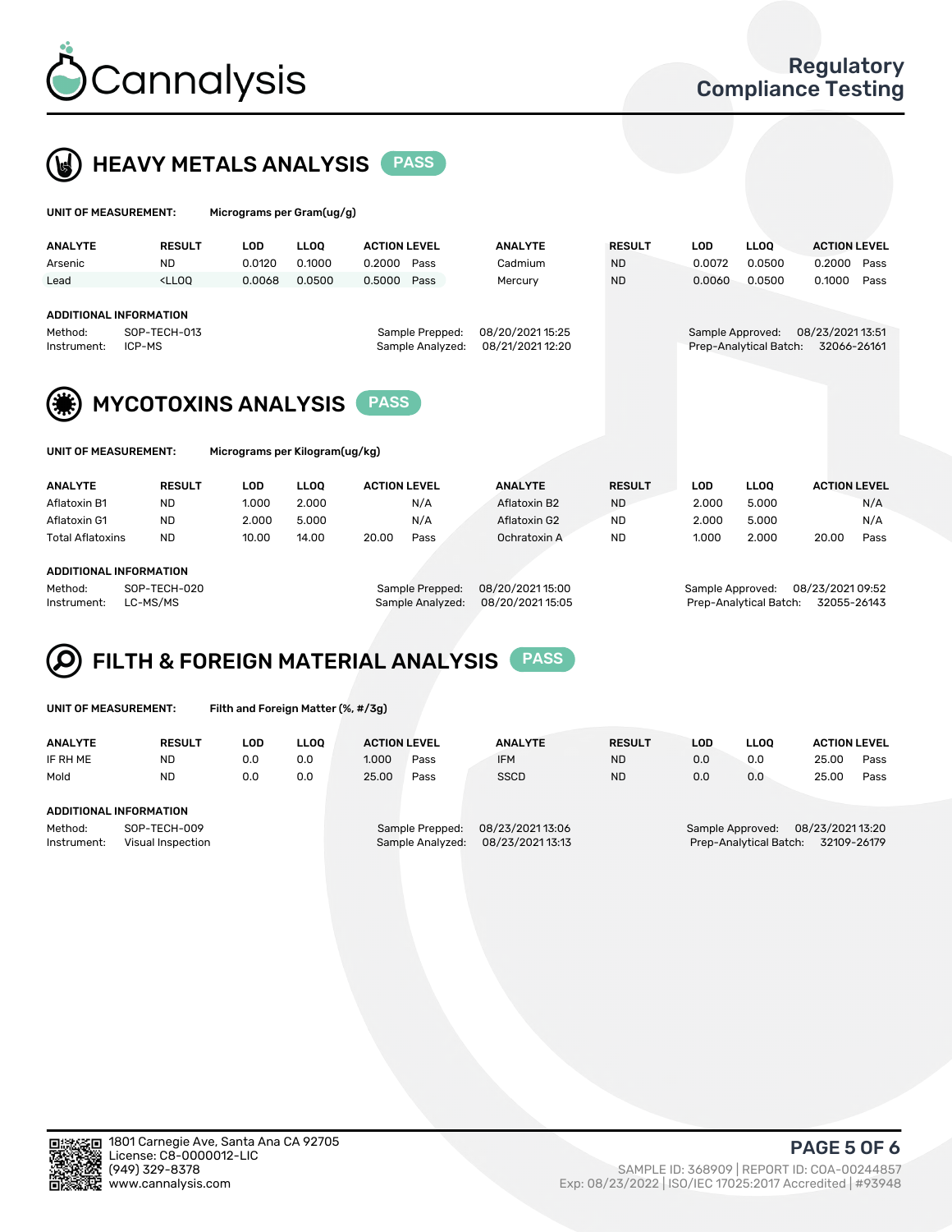# Cannalysis

Regulatory Compliance Testing

## HEAVY METALS ANALYSIS PASS

**UNIT OF MEASUREMENT:** Micrograms per Gram(ug/g)

| ANALYTE | RESULT | LOD | LLOQ | ACTION LEVEL | | ANALYTE | RESULT | LOD | LLOQ | ACTION LEVEL | |
|---|---|---|---|---|---|---|---|---|---|---|---|
| Arsenic | ND | 0.0120 | 0.1000 | 0.2000 | Pass | Cadmium | ND | 0.0072 | 0.0500 | 0.2000 | Pass |
| Lead | <LLOQ | 0.0068 | 0.0500 | 0.5000 | Pass | Mercury | ND | 0.0060 | 0.0500 | 0.1000 | Pass |

**ADDITIONAL INFORMATION**

Method: SOP-TECH-013
Instrument: ICP-MS
Sample Prepped: 08/20/2021 15:25
Sample Analyzed: 08/21/2021 12:20
Sample Approved: 08/23/2021 13:51
Prep-Analytical Batch: 32066-26161

## MYCOTOXINS ANALYSIS PASS

**UNIT OF MEASUREMENT:** Micrograms per Kilogram(ug/kg)

| ANALYTE | RESULT | LOD | LLOQ | ACTION LEVEL | | ANALYTE | RESULT | LOD | LLOQ | ACTION LEVEL | |
|---|---|---|---|---|---|---|---|---|---|---|---|
| Aflatoxin B1 | ND | 1.000 | 2.000 | | N/A | Aflatoxin B2 | ND | 2.000 | 5.000 | | N/A |
| Aflatoxin G1 | ND | 2.000 | 5.000 | | N/A | Aflatoxin G2 | ND | 2.000 | 5.000 | | N/A |
| Total Aflatoxins | ND | 10.00 | 14.00 | 20.00 | Pass | Ochratoxin A | ND | 1.000 | 2.000 | 20.00 | Pass |

**ADDITIONAL INFORMATION**

Method: SOP-TECH-020
Instrument: LC-MS/MS
Sample Prepped: 08/20/2021 15:00
Sample Analyzed: 08/20/2021 15:05
Sample Approved: 08/23/2021 09:52
Prep-Analytical Batch: 32055-26143

## FILTH & FOREIGN MATERIAL ANALYSIS PASS

**UNIT OF MEASUREMENT:** Filth and Foreign Matter (%, #/3g)

| ANALYTE | RESULT | LOD | LLOQ | ACTION LEVEL | | ANALYTE | RESULT | LOD | LLOQ | ACTION LEVEL | |
|---|---|---|---|---|---|---|---|---|---|---|---|
| IF RH ME | ND | 0.0 | 0.0 | 1.000 | Pass | IFM | ND | 0.0 | 0.0 | 25.00 | Pass |
| Mold | ND | 0.0 | 0.0 | 25.00 | Pass | SSCD | ND | 0.0 | 0.0 | 25.00 | Pass |

**ADDITIONAL INFORMATION**

Method: SOP-TECH-009
Instrument: Visual Inspection
Sample Prepped: 08/23/2021 13:06
Sample Analyzed: 08/23/2021 13:13
Sample Approved: 08/23/2021 13:20
Prep-Analytical Batch: 32109-26179

1801 Carnegie Ave, Santa Ana CA 92705
License: C8-0000012-LIC
(949) 329-8378
www.cannalysis.com

SAMPLE ID: 368909 | REPORT ID: COA-00244857
Exp: 08/23/2022 | ISO/IEC 17025:2017 Accredited | #93948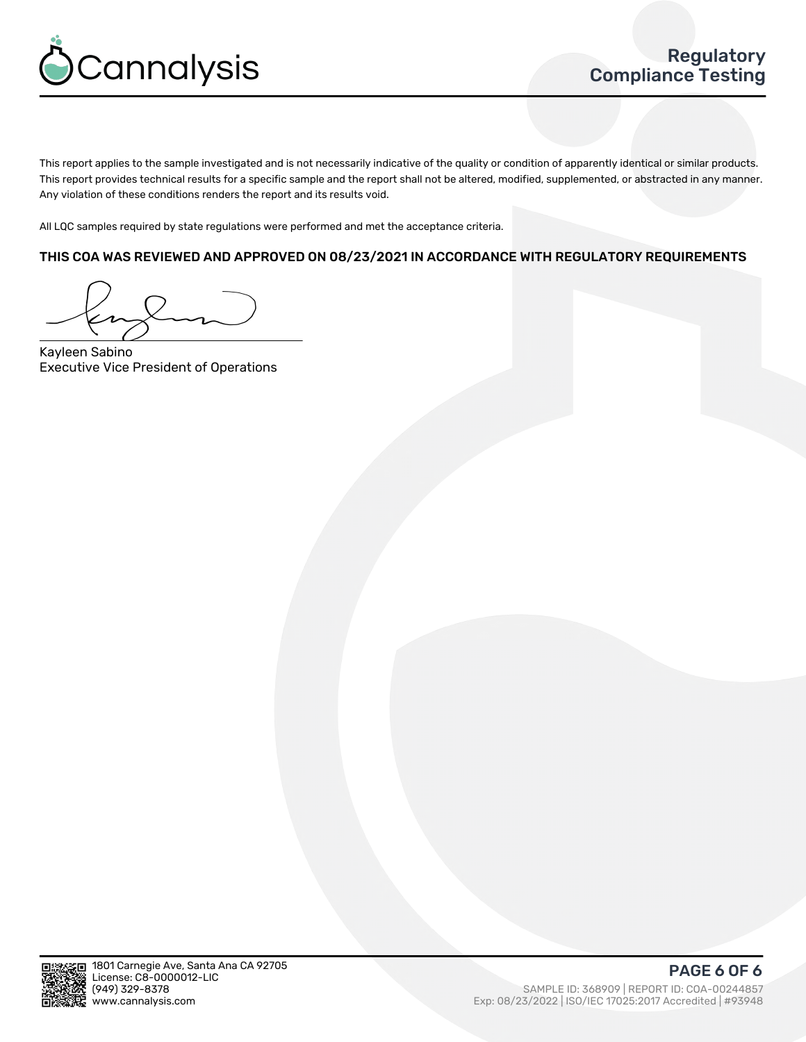This report applies to the sample investigated and is not necessarily indicative of the quality or condition of apparently identical or similar products. This report provides technical results for a specific sample and the report shall not be altered, modified, supplemented, or abstracted in any manner. Any violation of these conditions renders the report and its results void.

All LQC samples required by state regulations were performed and met the acceptance criteria.

**THIS COA WAS REVIEWED AND APPROVED ON 08/23/2021 IN ACCORDANCE WITH REGULATORY REQUIREMENTS**

Kayleen Sabino
Executive Vice President of Operations

1801 Carnegie Ave, Santa Ana CA 92705
License: C8-0000012-LIC
(949) 329-8378
www.cannalysis.com

SAMPLE ID: 368909 | REPORT ID: COA-00244857
Exp: 08/23/2022 | ISO/IEC 17025:2017 Accredited | #93948